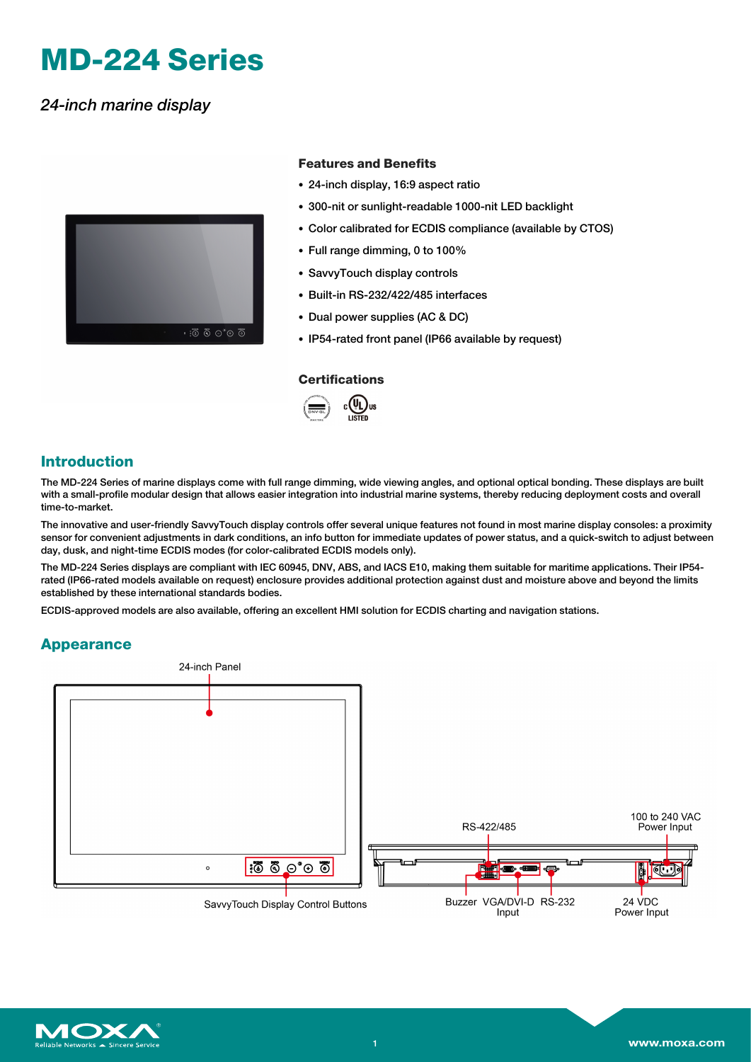# MD-224 Series

*24-inch marine display*

### Features and Benefits

- 24-inch display, 16:9 aspect ratio
- 300-nit or sunlight-readable 1000-nit LED backlight
- Color calibrated for ECDIS compliance (available by CTOS)
- Full range dimming, 0 to 100%
- SavvyTouch display controls
- Built-in RS-232/422/485 interfaces
- Dual power supplies (AC & DC)
- IP54-rated front panel (IP66 available by request)

### Certifications

## Introduction

The MD-224 Series of marine displays come with full range dimming, wide viewing angles, and optional optical bonding. These displays are built with a small-profile modular design that allows easier integration into industrial marine systems, thereby reducing deployment costs and overall time-to-market.

The innovative and user-friendly SavvyTouch display controls offer several unique features not found in most marine display consoles: a proximity sensor for convenient adjustments in dark conditions, an info button for immediate updates of power status, and a quick-switch to adjust between day, dusk, and night-time ECDIS modes (for color-calibrated ECDIS models only).

The MD-224 Series displays are compliant with IEC 60945, DNV, ABS, and IACS E10, making them suitable for maritime applications. Their IP54-rated (IP66-rated models available on request) enclosure provides additional protection against dust and moisture above and beyond the limits established by these international standards bodies.

ECDIS-approved models are also available, offering an excellent HMI solution for ECDIS charting and navigation stations.

## Appearance

24-inch Panel

SavvyTouch Display Control Buttons

RS-422/485

100 to 240 VAC Power Input

Buzzer

VGA/DVI-D Input

RS-232

24 VDC Power Input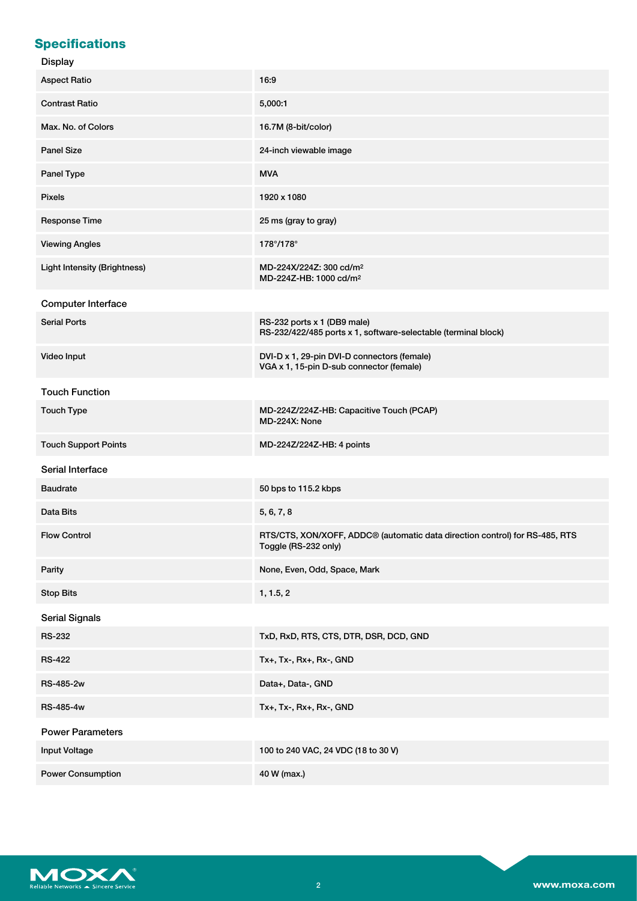## Specifications

### Display

| | |
|---|---|
| Aspect Ratio | 16:9 |
| Contrast Ratio | 5,000:1 |
| Max. No. of Colors | 16.7M (8-bit/color) |
| Panel Size | 24-inch viewable image |
| Panel Type | MVA |
| Pixels | 1920 x 1080 |
| Response Time | 25 ms (gray to gray) |
| Viewing Angles | 178°/178° |
| Light Intensity (Brightness) | MD-224X/224Z: 300 cd/m$^2$<br>MD-224Z-HB: 1000 cd/m$^2$ |

### Computer Interface

| | |
|---|---|
| Serial Ports | RS-232 ports x 1 (DB9 male)<br>RS-232/422/485 ports x 1, software-selectable (terminal block) |
| Video Input | DVI-D x 1, 29-pin DVI-D connectors (female)<br>VGA x 1, 15-pin D-sub connector (female) |

### Touch Function

| | |
|---|---|
| Touch Type | MD-224Z/224Z-HB: Capacitive Touch (PCAP)<br>MD-224X: None |
| Touch Support Points | MD-224Z/224Z-HB: 4 points |

### Serial Interface

| | |
|---|---|
| Baudrate | 50 bps to 115.2 kbps |
| Data Bits | 5, 6, 7, 8 |
| Flow Control | RTS/CTS, XON/XOFF, ADDC® (automatic data direction control) for RS-485, RTS Toggle (RS-232 only) |
| Parity | None, Even, Odd, Space, Mark |
| Stop Bits | 1, 1.5, 2 |

### Serial Signals

| | |
|---|---|
| RS-232 | TxD, RxD, RTS, CTS, DTR, DSR, DCD, GND |
| RS-422 | Tx+, Tx-, Rx+, Rx-, GND |
| RS-485-2w | Data+, Data-, GND |
| RS-485-4w | Tx+, Tx-, Rx+, Rx-, GND |

### Power Parameters

| | |
|---|---|
| Input Voltage | 100 to 240 VAC, 24 VDC (18 to 30 V) |
| Power Consumption | 40 W (max.) |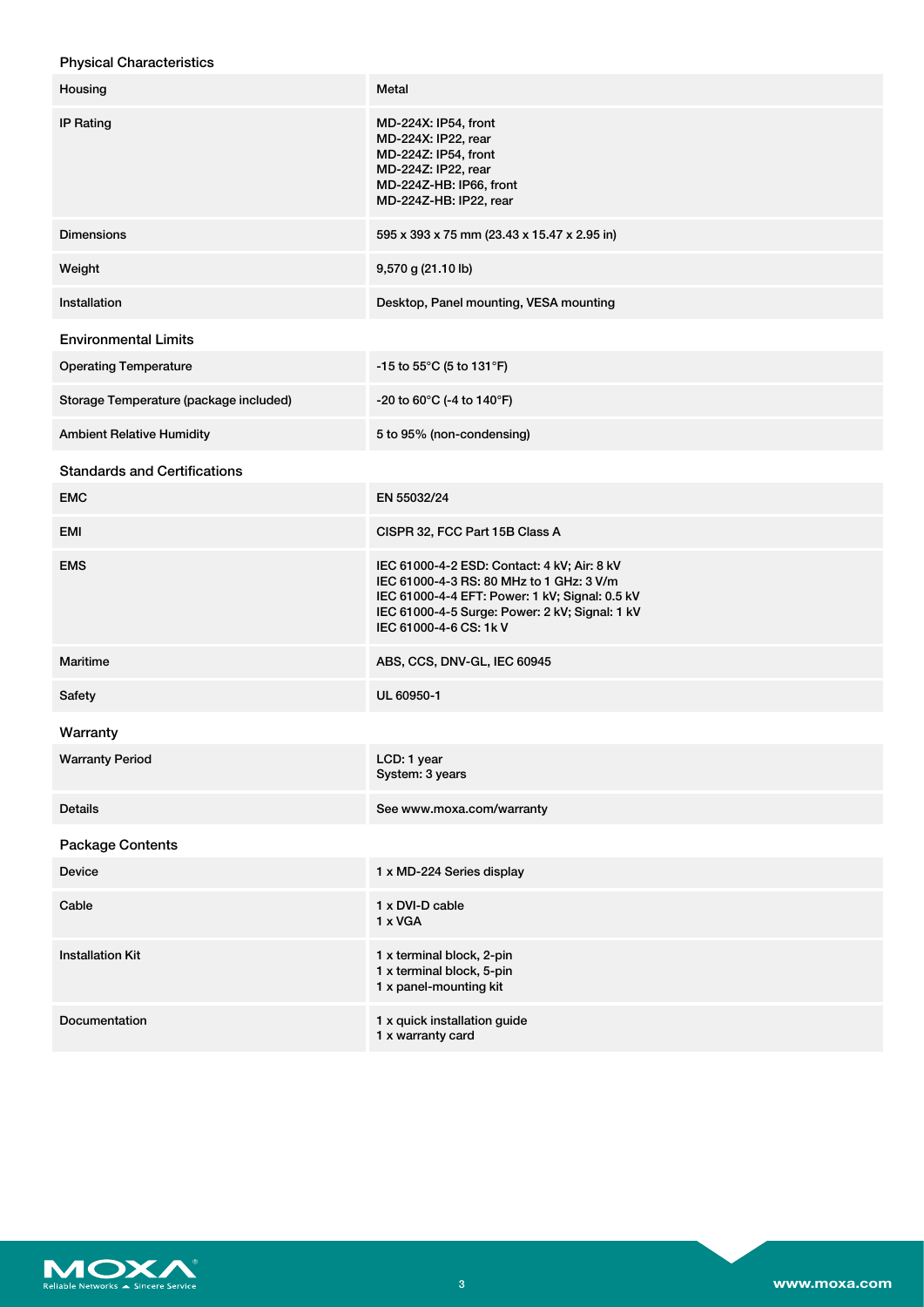### Physical Characteristics

| | |
|---|---|
| Housing | Metal |
| IP Rating | MD-224X: IP54, front<br>MD-224X: IP22, rear<br>MD-224Z: IP54, front<br>MD-224Z: IP22, rear<br>MD-224Z-HB: IP66, front<br>MD-224Z-HB: IP22, rear |
| Dimensions | 595 x 393 x 75 mm (23.43 x 15.47 x 2.95 in) |
| Weight | 9,570 g (21.10 lb) |
| Installation | Desktop, Panel mounting, VESA mounting |

### Environmental Limits

| | |
|---|---|
| Operating Temperature | -15 to 55°C (5 to 131°F) |
| Storage Temperature (package included) | -20 to 60°C (-4 to 140°F) |
| Ambient Relative Humidity | 5 to 95% (non-condensing) |

### Standards and Certifications

| | |
|---|---|
| EMC | EN 55032/24 |
| EMI | CISPR 32, FCC Part 15B Class A |
| EMS | IEC 61000-4-2 ESD: Contact: 4 kV; Air: 8 kV<br>IEC 61000-4-3 RS: 80 MHz to 1 GHz: 3 V/m<br>IEC 61000-4-4 EFT: Power: 1 kV; Signal: 0.5 kV<br>IEC 61000-4-5 Surge: Power: 2 kV; Signal: 1 kV<br>IEC 61000-4-6 CS: 1k V |
| Maritime | ABS, CCS, DNV-GL, IEC 60945 |
| Safety | UL 60950-1 |

### Warranty

| | |
|---|---|
| Warranty Period | LCD: 1 year<br>System: 3 years |
| Details | See www.moxa.com/warranty |

### Package Contents

| | |
|---|---|
| Device | 1 x MD-224 Series display |
| Cable | 1 x DVI-D cable<br>1 x VGA |
| Installation Kit | 1 x terminal block, 2-pin<br>1 x terminal block, 5-pin<br>1 x panel-mounting kit |
| Documentation | 1 x quick installation guide<br>1 x warranty card |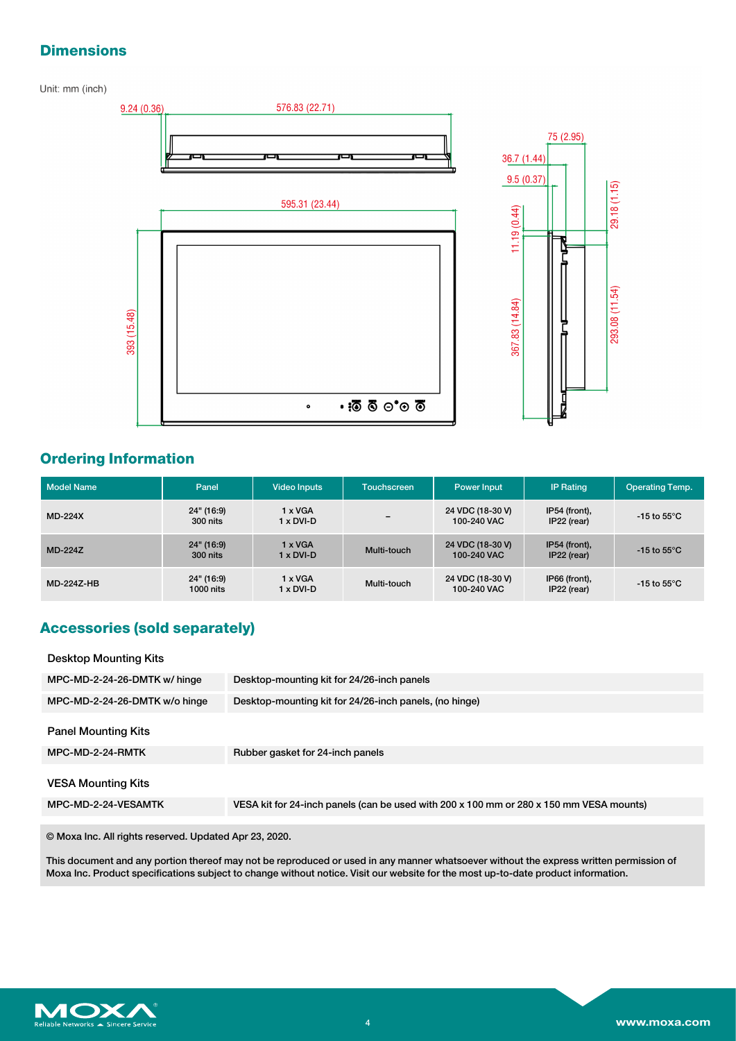## Dimensions

Unit: mm (inch)

9.24 (0.36)
576.83 (22.71)
595.31 (23.44)
393 (15.48)
75 (2.95)
36.7 (1.44)
9.5 (0.37)
11.19 (0.44)
367.83 (14.84)
29.18 (1.15)
293.08 (11.54)

## Ordering Information

| Model Name | Panel | Video Inputs | Touchscreen | Power Input | IP Rating | Operating Temp. |
|---|---|---|---|---|---|---|
| MD-224X | 24" (16:9) 300 nits | 1 x VGA 1 x DVI-D | – | 24 VDC (18-30 V) 100-240 VAC | IP54 (front), IP22 (rear) | -15 to 55°C |
| MD-224Z | 24" (16:9) 300 nits | 1 x VGA 1 x DVI-D | Multi-touch | 24 VDC (18-30 V) 100-240 VAC | IP54 (front), IP22 (rear) | -15 to 55°C |
| MD-224Z-HB | 24" (16:9) 1000 nits | 1 x VGA 1 x DVI-D | Multi-touch | 24 VDC (18-30 V) 100-240 VAC | IP66 (front), IP22 (rear) | -15 to 55°C |

## Accessories (sold separately)

**Desktop Mounting Kits**

| | |
|---|---|
| MPC-MD-2-24-26-DMTK w/ hinge | Desktop-mounting kit for 24/26-inch panels |
| MPC-MD-2-24-26-DMTK w/o hinge | Desktop-mounting kit for 24/26-inch panels, (no hinge) |

**Panel Mounting Kits**

| | |
|---|---|
| MPC-MD-2-24-RMTK | Rubber gasket for 24-inch panels |

**VESA Mounting Kits**

| | |
|---|---|
| MPC-MD-2-24-VESAMTK | VESA kit for 24-inch panels (can be used with 200 x 100 mm or 280 x 150 mm VESA mounts) |

© Moxa Inc. All rights reserved. Updated Apr 23, 2020.

This document and any portion thereof may not be reproduced or used in any manner whatsoever without the express written permission of Moxa Inc. Product specifications subject to change without notice. Visit our website for the most up-to-date product information.